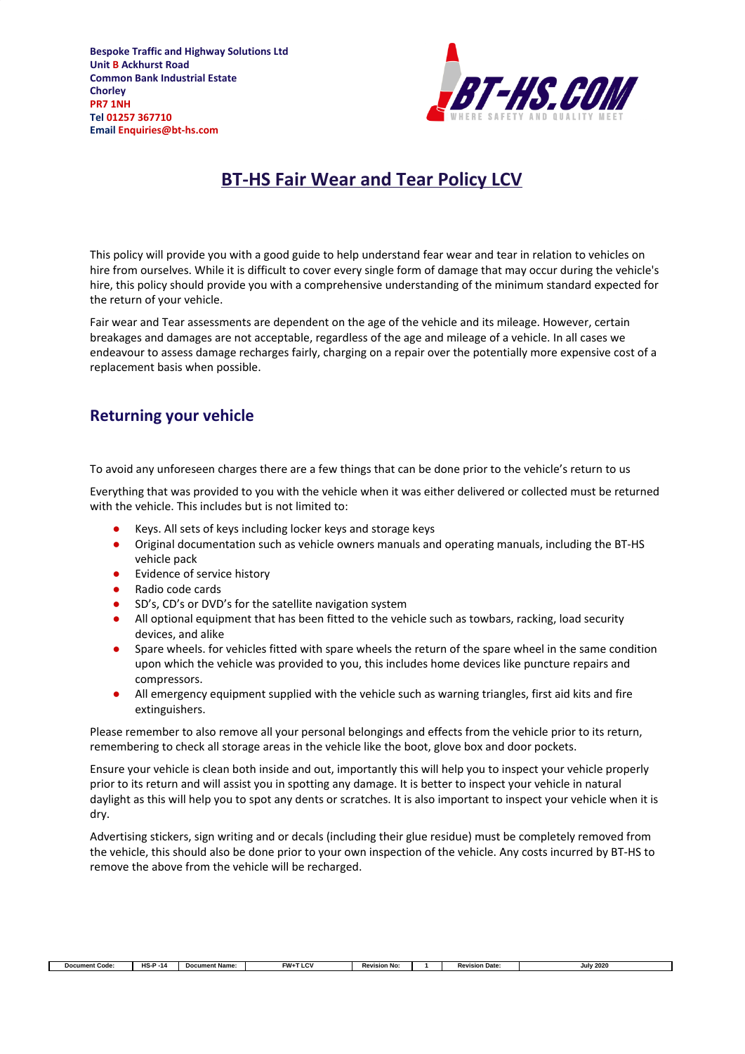Bespoke Traffic and Highway Solutions Ltd
Unit B Ackhurst Road
Common Bank Industrial Estate
Chorley
PR7 1NH
Tel 01257 367710
Email Enquiries@bt-hs.com

BT-HS.COM
WHERE SAFETY AND QUALITY MEET

# BT-HS Fair Wear and Tear Policy LCV

This policy will provide you with a good guide to help understand fear wear and tear in relation to vehicles on hire from ourselves. While it is difficult to cover every single form of damage that may occur during the vehicle's hire, this policy should provide you with a comprehensive understanding of the minimum standard expected for the return of your vehicle.

Fair wear and Tear assessments are dependent on the age of the vehicle and its mileage. However, certain breakages and damages are not acceptable, regardless of the age and mileage of a vehicle. In all cases we endeavour to assess damage recharges fairly, charging on a repair over the potentially more expensive cost of a replacement basis when possible.

## Returning your vehicle

To avoid any unforeseen charges there are a few things that can be done prior to the vehicle's return to us

Everything that was provided to you with the vehicle when it was either delivered or collected must be returned with the vehicle. This includes but is not limited to:

- Keys. All sets of keys including locker keys and storage keys
- Original documentation such as vehicle owners manuals and operating manuals, including the BT-HS vehicle pack
- Evidence of service history
- Radio code cards
- SD's, CD's or DVD's for the satellite navigation system
- All optional equipment that has been fitted to the vehicle such as towbars, racking, load security devices, and alike
- Spare wheels. for vehicles fitted with spare wheels the return of the spare wheel in the same condition upon which the vehicle was provided to you, this includes home devices like puncture repairs and compressors.
- All emergency equipment supplied with the vehicle such as warning triangles, first aid kits and fire extinguishers.

Please remember to also remove all your personal belongings and effects from the vehicle prior to its return, remembering to check all storage areas in the vehicle like the boot, glove box and door pockets.

Ensure your vehicle is clean both inside and out, importantly this will help you to inspect your vehicle properly prior to its return and will assist you in spotting any damage. It is better to inspect your vehicle in natural daylight as this will help you to spot any dents or scratches. It is also important to inspect your vehicle when it is dry.

Advertising stickers, sign writing and or decals (including their glue residue) must be completely removed from the vehicle, this should also be done prior to your own inspection of the vehicle. Any costs incurred by BT-HS to remove the above from the vehicle will be recharged.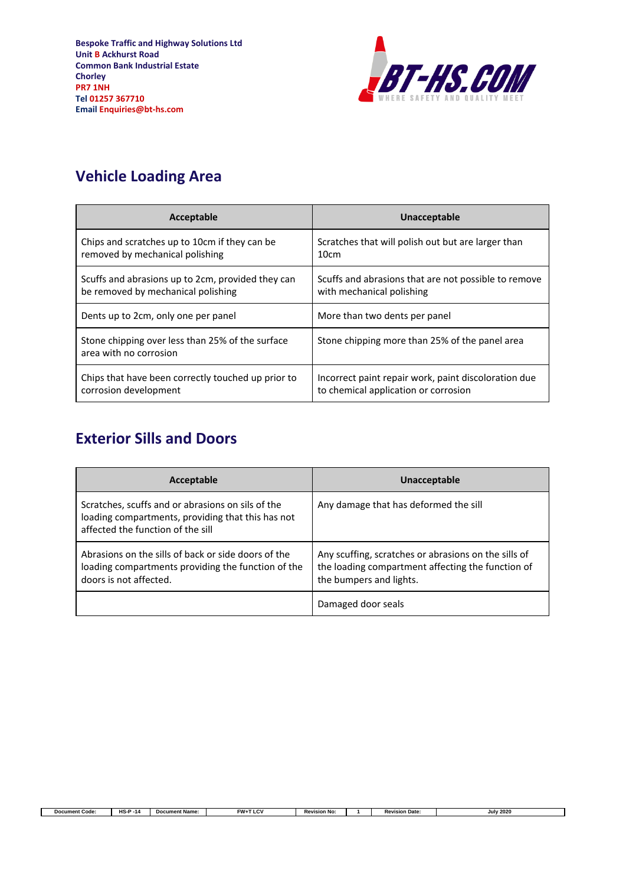**Bespoke Traffic and Highway Solutions Ltd**
**Unit B Ackhurst Road**
**Common Bank Industrial Estate**
**Chorley**
**PR7 1NH**
**Tel 01257 367710**
**Email Enquiries@bt-hs.com**

BT-HS.COM
WHERE SAFETY AND QUALITY MEET

## Vehicle Loading Area

| Acceptable | Unacceptable |
|---|---|
| Chips and scratches up to 10cm if they can be removed by mechanical polishing | Scratches that will polish out but are larger than 10cm |
| Scuffs and abrasions up to 2cm, provided they can be removed by mechanical polishing | Scuffs and abrasions that are not possible to remove with mechanical polishing |
| Dents up to 2cm, only one per panel | More than two dents per panel |
| Stone chipping over less than 25% of the surface area with no corrosion | Stone chipping more than 25% of the panel area |
| Chips that have been correctly touched up prior to corrosion development | Incorrect paint repair work, paint discoloration due to chemical application or corrosion |

## Exterior Sills and Doors

| Acceptable | Unacceptable |
|---|---|
| Scratches, scuffs and or abrasions on sils of the loading compartments, providing that this has not affected the function of the sill | Any damage that has deformed the sill |
| Abrasions on the sills of back or side doors of the loading compartments providing the function of the doors is not affected. | Any scuffing, scratches or abrasions on the sills of the loading compartment affecting the function of the bumpers and lights. |
| | Damaged door seals |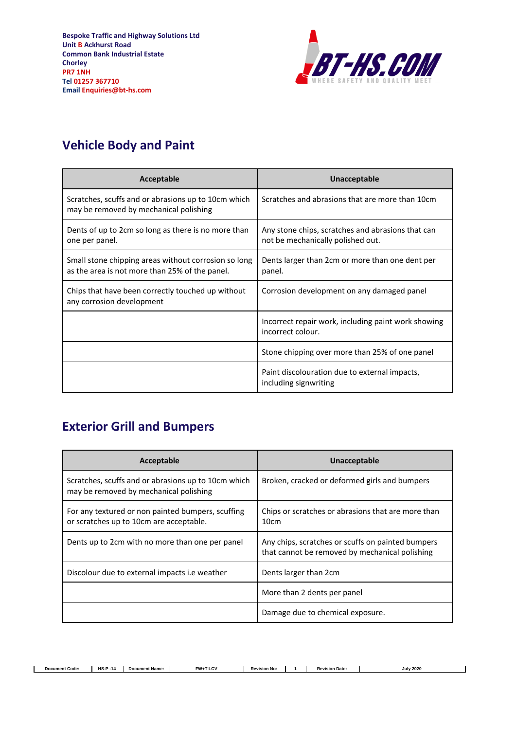**Bespoke Traffic and Highway Solutions Ltd**
**Unit B Ackhurst Road**
**Common Bank Industrial Estate**
**Chorley**
**PR7 1NH**
**Tel 01257 367710**
**Email Enquiries@bt-hs.com**

BT-HS.COM
WHERE SAFETY AND QUALITY MEET

## Vehicle Body and Paint

| Acceptable | Unacceptable |
|---|---|
| Scratches, scuffs and or abrasions up to 10cm which may be removed by mechanical polishing | Scratches and abrasions that are more than 10cm |
| Dents of up to 2cm so long as there is no more than one per panel. | Any stone chips, scratches and abrasions that can not be mechanically polished out. |
| Small stone chipping areas without corrosion so long as the area is not more than 25% of the panel. | Dents larger than 2cm or more than one dent per panel. |
| Chips that have been correctly touched up without any corrosion development | Corrosion development on any damaged panel |
| | Incorrect repair work, including paint work showing incorrect colour. |
| | Stone chipping over more than 25% of one panel |
| | Paint discolouration due to external impacts, including signwriting |

## Exterior Grill and Bumpers

| Acceptable | Unacceptable |
|---|---|
| Scratches, scuffs and or abrasions up to 10cm which may be removed by mechanical polishing | Broken, cracked or deformed girls and bumpers |
| For any textured or non painted bumpers, scuffing or scratches up to 10cm are acceptable. | Chips or scratches or abrasions that are more than 10cm |
| Dents up to 2cm with no more than one per panel | Any chips, scratches or scuffs on painted bumpers that cannot be removed by mechanical polishing |
| Discolour due to external impacts i.e weather | Dents larger than 2cm |
| | More than 2 dents per panel |
| | Damage due to chemical exposure. |

| Document Code: | HS-P -14 | Document Name: | FW+T LCV | Revision No: | 1 | Revision Date: | July 2020 |
|---|---|---|---|---|---|---|---|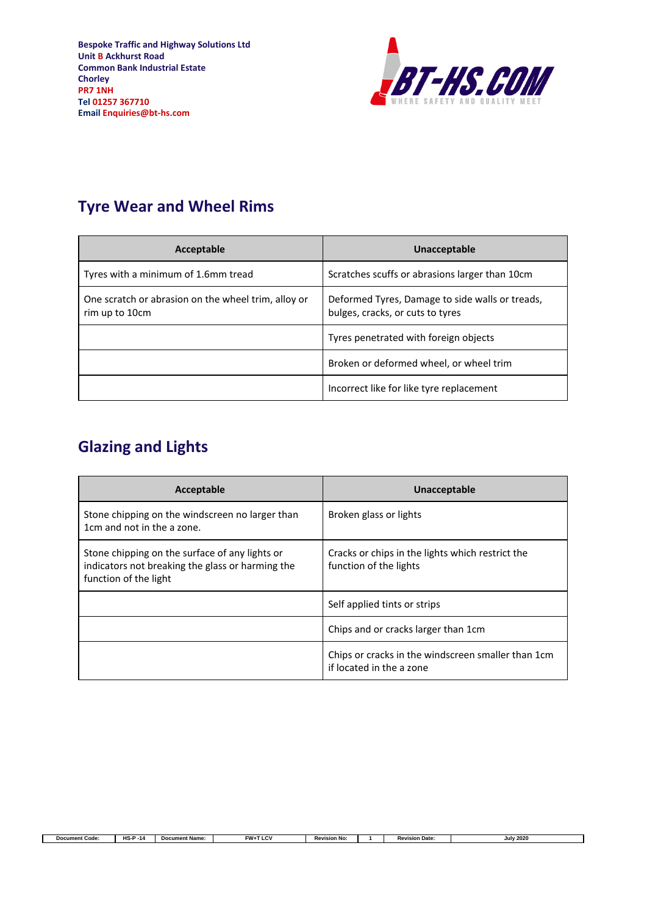Bespoke Traffic and Highway Solutions Ltd
Unit B Ackhurst Road
Common Bank Industrial Estate
Chorley
PR7 1NH
Tel 01257 367710
Email Enquiries@bt-hs.com

BT-HS.COM
WHERE SAFETY AND QUALITY MEET

## Tyre Wear and Wheel Rims

| Acceptable | Unacceptable |
|---|---|
| Tyres with a minimum of 1.6mm tread | Scratches scuffs or abrasions larger than 10cm |
| One scratch or abrasion on the wheel trim, alloy or rim up to 10cm | Deformed Tyres, Damage to side walls or treads, bulges, cracks, or cuts to tyres |
| | Tyres penetrated with foreign objects |
| | Broken or deformed wheel, or wheel trim |
| | Incorrect like for like tyre replacement |

## Glazing and Lights

| Acceptable | Unacceptable |
|---|---|
| Stone chipping on the windscreen no larger than 1cm and not in the a zone. | Broken glass or lights |
| Stone chipping on the surface of any lights or indicators not breaking the glass or harming the function of the light | Cracks or chips in the lights which restrict the function of the lights |
| | Self applied tints or strips |
| | Chips and or cracks larger than 1cm |
| | Chips or cracks in the windscreen smaller than 1cm if located in the a zone |

| Document Code: | HS-P -14 | Document Name: | FW+T LCV | Revision No: | 1 | Revision Date: | July 2020 |
|---|---|---|---|---|---|---|---|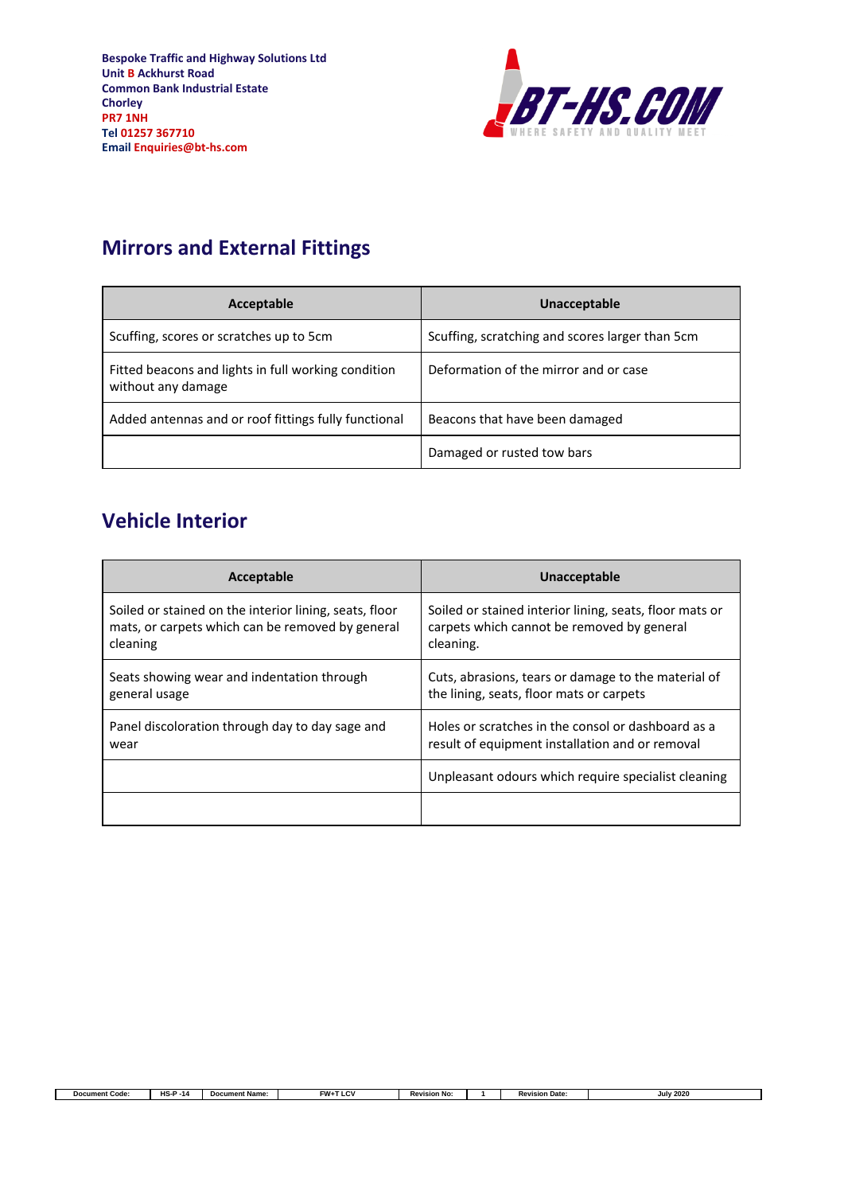Bespoke Traffic and Highway Solutions Ltd
Unit B Ackhurst Road
Common Bank Industrial Estate
Chorley
PR7 1NH
Tel 01257 367710
Email Enquiries@bt-hs.com

BT-HS.COM
WHERE SAFETY AND QUALITY MEET

## Mirrors and External Fittings

| Acceptable | Unacceptable |
|---|---|
| Scuffing, scores or scratches up to 5cm | Scuffing, scratching and scores larger than 5cm |
| Fitted beacons and lights in full working condition without any damage | Deformation of the mirror and or case |
| Added antennas and or roof fittings fully functional | Beacons that have been damaged |
| | Damaged or rusted tow bars |

## Vehicle Interior

| Acceptable | Unacceptable |
|---|---|
| Soiled or stained on the interior lining, seats, floor mats, or carpets which can be removed by general cleaning | Soiled or stained interior lining, seats, floor mats or carpets which cannot be removed by general cleaning. |
| Seats showing wear and indentation through general usage | Cuts, abrasions, tears or damage to the material of the lining, seats, floor mats or carpets |
| Panel discoloration through day to day sage and wear | Holes or scratches in the consol or dashboard as a result of equipment installation and or removal |
| | Unpleasant odours which require specialist cleaning |
| | |

| Document Code: | HS-P -14 | Document Name: | FW+T LCV | Revision No: | 1 | Revision Date: | July 2020 |
|---|---|---|---|---|---|---|---|